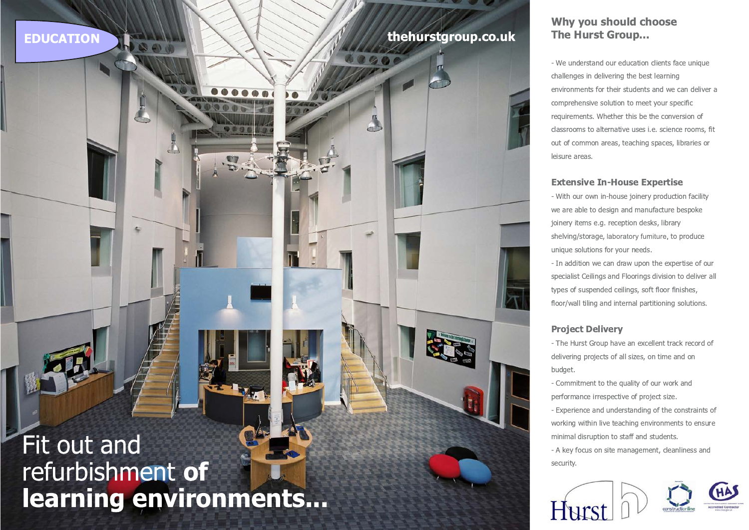EDUCATION

thehurstgroup.co.uk

# Fit out and refurbishment **of learning environments...**

## Why you should choose The Hurst Group...

- We understand our education clients face unique challenges in delivering the best learning environments for their students and we can deliver a comprehensive solution to meet your specific requirements. Whether this be the conversion of classrooms to alternative uses i.e. science rooms, fit out of common areas, teaching spaces, libraries or leisure areas.

### Extensive In-House Expertise

- With our own in-house joinery production facility we are able to design and manufacture bespoke joinery items e.g. reception desks, library shelving/storage, laboratory furniture, to produce unique solutions for your needs.
- In addition we can draw upon the expertise of our specialist Ceilings and Floorings division to deliver all types of suspended ceilings, soft floor finishes, floor/wall tiling and internal partitioning solutions.

### Project Delivery

- The Hurst Group have an excellent track record of delivering projects of all sizes, on time and on budget.
- Commitment to the quality of our work and performance irrespective of project size.
- Experience and understanding of the constraints of working within live teaching environments to ensure minimal disruption to staff and students.
- A key focus on site management, cleanliness and security.

Hurst

constructionline

CHAS Accredited Contractor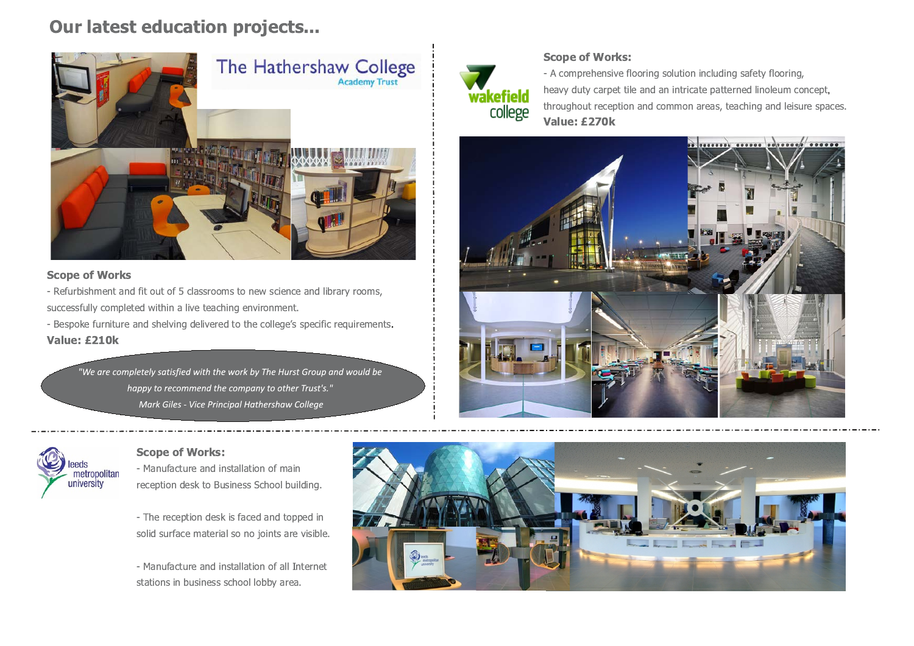# Our latest education projects...

## The Hathershaw College

Academy Trust

### Scope of Works

- Refurbishment and fit out of 5 classrooms to new science and library rooms, successfully completed within a live teaching environment.
- Bespoke furniture and shelving delivered to the college's specific requirements.

**Value: £210k**

*"We are completely satisfied with the work by The Hurst Group and would be happy to recommend the company to other Trust's."*
*Mark Giles - Vice Principal Hathershaw College*

## wakefield college

### Scope of Works:

- A comprehensive flooring solution including safety flooring, heavy duty carpet tile and an intricate patterned linoleum concept, throughout reception and common areas, teaching and leisure spaces.

**Value: £270k**

## leeds metropolitan university

### Scope of Works:

- Manufacture and installation of main reception desk to Business School building.

- The reception desk is faced and topped in solid surface material so no joints are visible.

- Manufacture and installation of all Internet stations in business school lobby area.